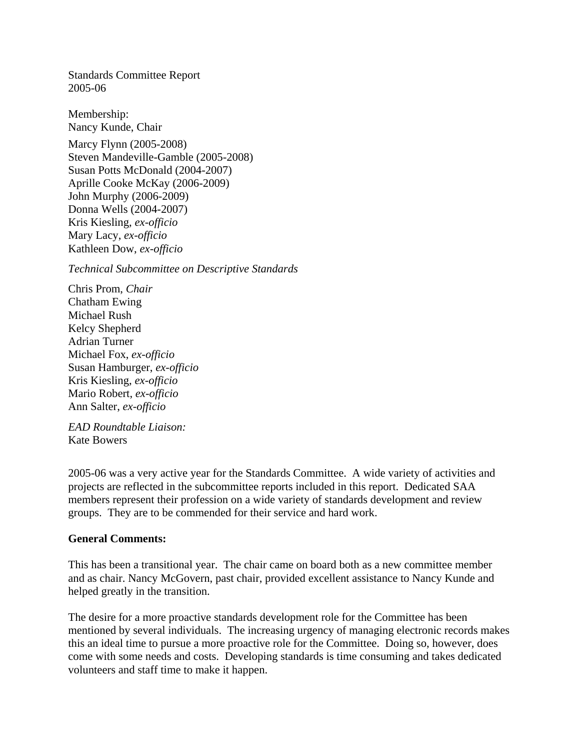Standards Committee Report
2005-06

Membership:
Nancy Kunde, Chair

Marcy Flynn (2005-2008)
Steven Mandeville-Gamble (2005-2008)
Susan Potts McDonald (2004-2007)
Aprille Cooke McKay (2006-2009)
John Murphy (2006-2009)
Donna Wells (2004-2007)
Kris Kiesling, *ex-officio*
Mary Lacy, *ex-officio*
Kathleen Dow, *ex-officio*

*Technical Subcommittee on Descriptive Standards*

Chris Prom, *Chair*
Chatham Ewing
Michael Rush
Kelcy Shepherd
Adrian Turner
Michael Fox, *ex-officio*
Susan Hamburger, *ex-officio*
Kris Kiesling, *ex-officio*
Mario Robert, *ex-officio*
Ann Salter, *ex-officio*

*EAD Roundtable Liaison:*
Kate Bowers

2005-06 was a very active year for the Standards Committee. A wide variety of activities and projects are reflected in the subcommittee reports included in this report. Dedicated SAA members represent their profession on a wide variety of standards development and review groups. They are to be commended for their service and hard work.

**General Comments:**

This has been a transitional year. The chair came on board both as a new committee member and as chair. Nancy McGovern, past chair, provided excellent assistance to Nancy Kunde and helped greatly in the transition.

The desire for a more proactive standards development role for the Committee has been mentioned by several individuals. The increasing urgency of managing electronic records makes this an ideal time to pursue a more proactive role for the Committee. Doing so, however, does come with some needs and costs. Developing standards is time consuming and takes dedicated volunteers and staff time to make it happen.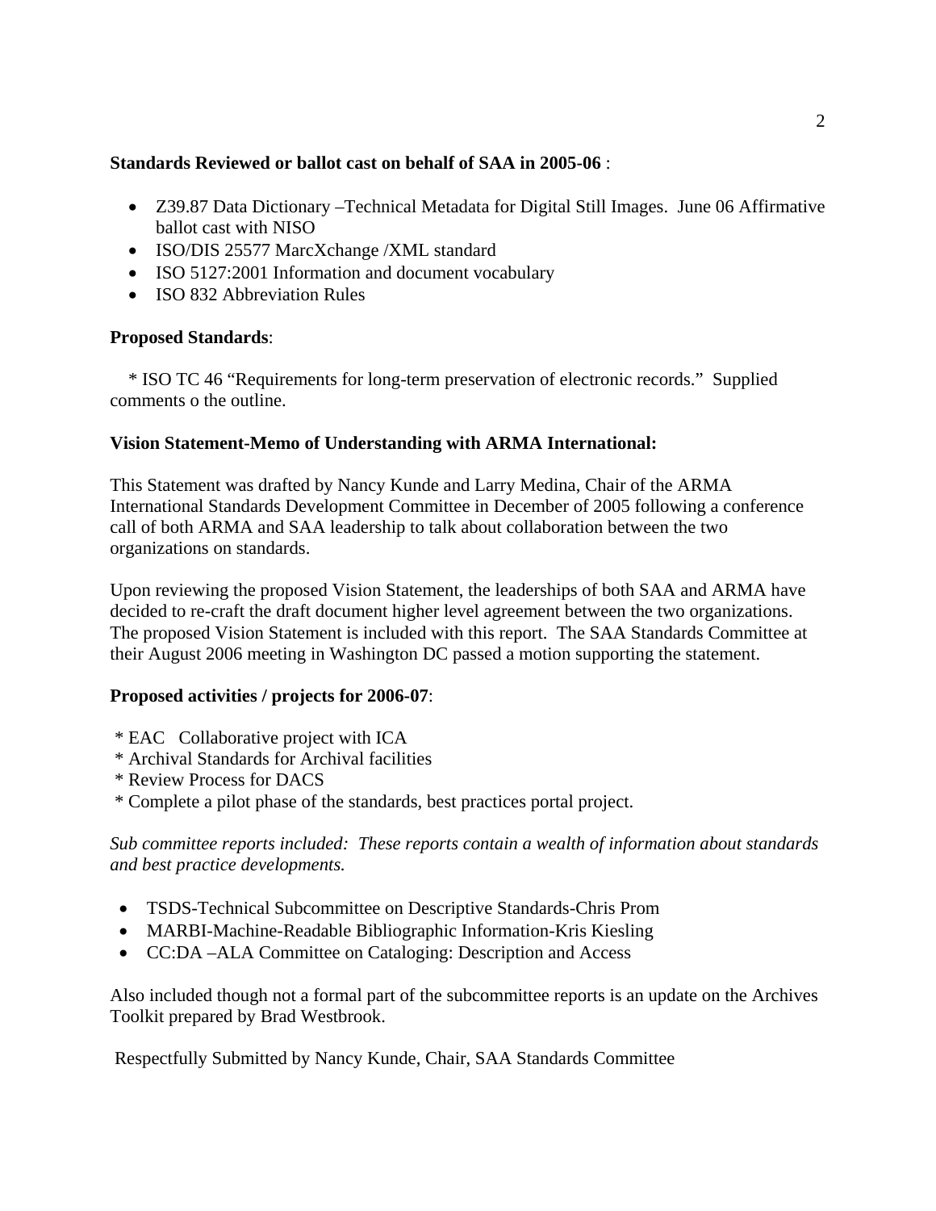**Standards Reviewed or ballot cast on behalf of SAA in 2005-06** :

- Z39.87 Data Dictionary –Technical Metadata for Digital Still Images. June 06 Affirmative ballot cast with NISO
- ISO/DIS 25577 MarcXchange /XML standard
- ISO 5127:2001 Information and document vocabulary
- ISO 832 Abbreviation Rules

**Proposed Standards**:

* ISO TC 46 "Requirements for long-term preservation of electronic records." Supplied comments o the outline.

**Vision Statement-Memo of Understanding with ARMA International:**

This Statement was drafted by Nancy Kunde and Larry Medina, Chair of the ARMA International Standards Development Committee in December of 2005 following a conference call of both ARMA and SAA leadership to talk about collaboration between the two organizations on standards.

Upon reviewing the proposed Vision Statement, the leaderships of both SAA and ARMA have decided to re-craft the draft document higher level agreement between the two organizations. The proposed Vision Statement is included with this report. The SAA Standards Committee at their August 2006 meeting in Washington DC passed a motion supporting the statement.

**Proposed activities / projects for 2006-07**:

* EAC Collaborative project with ICA
* Archival Standards for Archival facilities
* Review Process for DACS
* Complete a pilot phase of the standards, best practices portal project.

*Sub committee reports included: These reports contain a wealth of information about standards and best practice developments.*

- TSDS-Technical Subcommittee on Descriptive Standards-Chris Prom
- MARBI-Machine-Readable Bibliographic Information-Kris Kiesling
- CC:DA –ALA Committee on Cataloging: Description and Access

Also included though not a formal part of the subcommittee reports is an update on the Archives Toolkit prepared by Brad Westbrook.

Respectfully Submitted by Nancy Kunde, Chair, SAA Standards Committee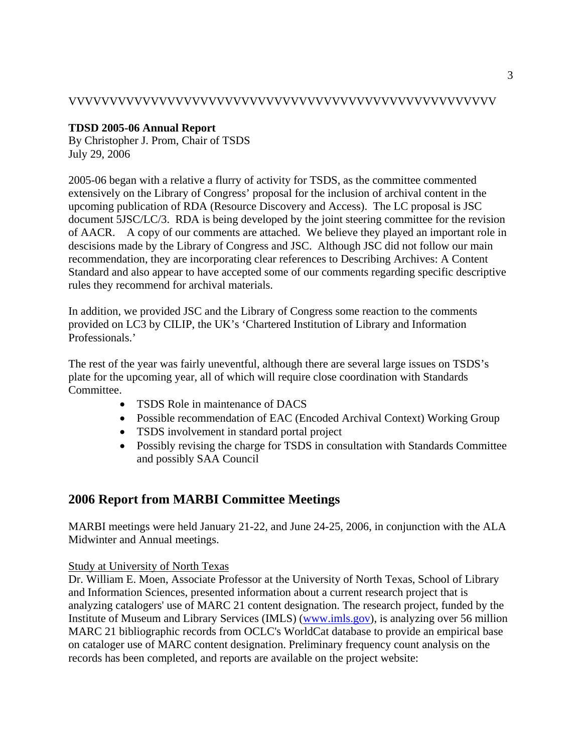VVVVVVVVVVVVVVVVVVVVVVVVVVVVVVVVVVVVVVVVVVVVVVVVVV

**TDSD 2005-06 Annual Report**
By Christopher J. Prom, Chair of TSDS
July 29, 2006

2005-06 began with a relative a flurry of activity for TSDS, as the committee commented extensively on the Library of Congress' proposal for the inclusion of archival content in the upcoming publication of RDA (Resource Discovery and Access). The LC proposal is JSC document 5JSC/LC/3. RDA is being developed by the joint steering committee for the revision of AACR. A copy of our comments are attached. We believe they played an important role in descisions made by the Library of Congress and JSC. Although JSC did not follow our main recommendation, they are incorporating clear references to Describing Archives: A Content Standard and also appear to have accepted some of our comments regarding specific descriptive rules they recommend for archival materials.

In addition, we provided JSC and the Library of Congress some reaction to the comments provided on LC3 by CILIP, the UK's 'Chartered Institution of Library and Information Professionals.'

The rest of the year was fairly uneventful, although there are several large issues on TSDS's plate for the upcoming year, all of which will require close coordination with Standards Committee.

- TSDS Role in maintenance of DACS
- Possible recommendation of EAC (Encoded Archival Context) Working Group
- TSDS involvement in standard portal project
- Possibly revising the charge for TSDS in consultation with Standards Committee and possibly SAA Council

## 2006 Report from MARBI Committee Meetings

MARBI meetings were held January 21-22, and June 24-25, 2006, in conjunction with the ALA Midwinter and Annual meetings.

<u>Study at University of North Texas</u>
Dr. William E. Moen, Associate Professor at the University of North Texas, School of Library and Information Sciences, presented information about a current research project that is analyzing catalogers' use of MARC 21 content designation. The research project, funded by the Institute of Museum and Library Services (IMLS) (www.imls.gov), is analyzing over 56 million MARC 21 bibliographic records from OCLC's WorldCat database to provide an empirical base on cataloger use of MARC content designation. Preliminary frequency count analysis on the records has been completed, and reports are available on the project website: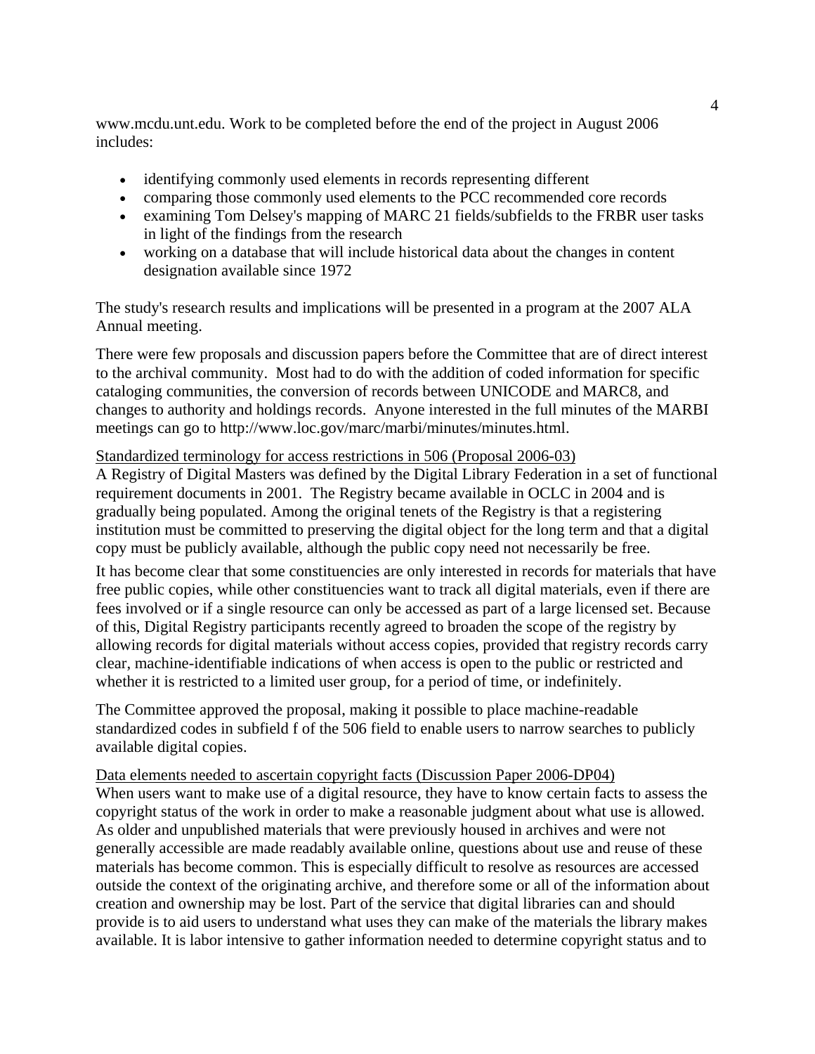www.mcdu.unt.edu. Work to be completed before the end of the project in August 2006 includes:

- identifying commonly used elements in records representing different
- comparing those commonly used elements to the PCC recommended core records
- examining Tom Delsey's mapping of MARC 21 fields/subfields to the FRBR user tasks in light of the findings from the research
- working on a database that will include historical data about the changes in content designation available since 1972

The study's research results and implications will be presented in a program at the 2007 ALA Annual meeting.

There were few proposals and discussion papers before the Committee that are of direct interest to the archival community. Most had to do with the addition of coded information for specific cataloging communities, the conversion of records between UNICODE and MARC8, and changes to authority and holdings records. Anyone interested in the full minutes of the MARBI meetings can go to http://www.loc.gov/marc/marbi/minutes/minutes.html.

<u>Standardized terminology for access restrictions in 506 (Proposal 2006-03)</u>

A Registry of Digital Masters was defined by the Digital Library Federation in a set of functional requirement documents in 2001. The Registry became available in OCLC in 2004 and is gradually being populated. Among the original tenets of the Registry is that a registering institution must be committed to preserving the digital object for the long term and that a digital copy must be publicly available, although the public copy need not necessarily be free.

It has become clear that some constituencies are only interested in records for materials that have free public copies, while other constituencies want to track all digital materials, even if there are fees involved or if a single resource can only be accessed as part of a large licensed set. Because of this, Digital Registry participants recently agreed to broaden the scope of the registry by allowing records for digital materials without access copies, provided that registry records carry clear, machine-identifiable indications of when access is open to the public or restricted and whether it is restricted to a limited user group, for a period of time, or indefinitely.

The Committee approved the proposal, making it possible to place machine-readable standardized codes in subfield f of the 506 field to enable users to narrow searches to publicly available digital copies.

<u>Data elements needed to ascertain copyright facts (Discussion Paper 2006-DP04)</u>

When users want to make use of a digital resource, they have to know certain facts to assess the copyright status of the work in order to make a reasonable judgment about what use is allowed. As older and unpublished materials that were previously housed in archives and were not generally accessible are made readably available online, questions about use and reuse of these materials has become common. This is especially difficult to resolve as resources are accessed outside the context of the originating archive, and therefore some or all of the information about creation and ownership may be lost. Part of the service that digital libraries can and should provide is to aid users to understand what uses they can make of the materials the library makes available. It is labor intensive to gather information needed to determine copyright status and to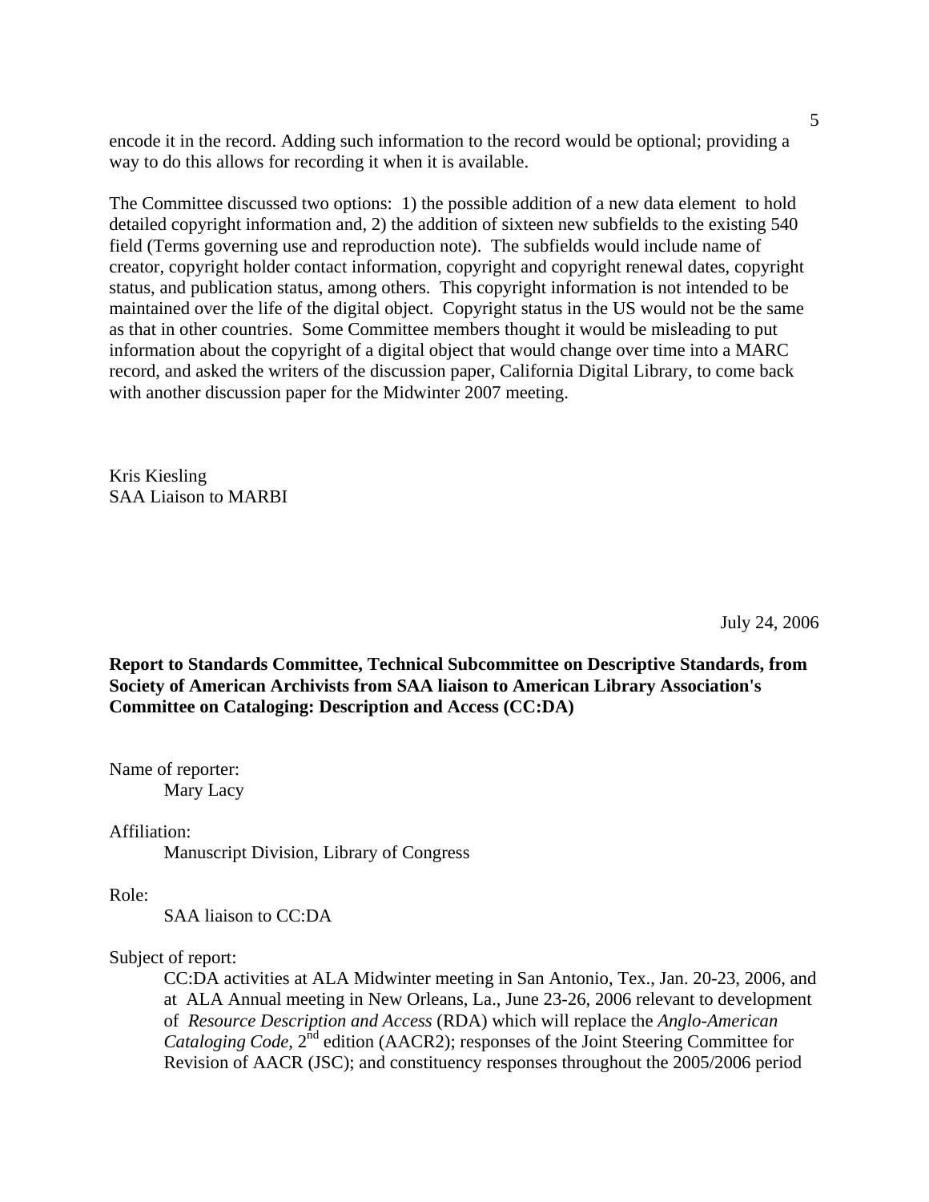encode it in the record. Adding such information to the record would be optional; providing a way to do this allows for recording it when it is available.

The Committee discussed two options: 1) the possible addition of a new data element to hold detailed copyright information and, 2) the addition of sixteen new subfields to the existing 540 field (Terms governing use and reproduction note). The subfields would include name of creator, copyright holder contact information, copyright and copyright renewal dates, copyright status, and publication status, among others. This copyright information is not intended to be maintained over the life of the digital object. Copyright status in the US would not be the same as that in other countries. Some Committee members thought it would be misleading to put information about the copyright of a digital object that would change over time into a MARC record, and asked the writers of the discussion paper, California Digital Library, to come back with another discussion paper for the Midwinter 2007 meeting.

Kris Kiesling
SAA Liaison to MARBI

July 24, 2006

**Report to Standards Committee, Technical Subcommittee on Descriptive Standards, from Society of American Archivists from SAA liaison to American Library Association's Committee on Cataloging: Description and Access (CC:DA)**

Name of reporter:
Mary Lacy

Affiliation:
Manuscript Division, Library of Congress

Role:
SAA liaison to CC:DA

Subject of report:
CC:DA activities at ALA Midwinter meeting in San Antonio, Tex., Jan. 20-23, 2006, and at ALA Annual meeting in New Orleans, La., June 23-26, 2006 relevant to development of *Resource Description and Access* (RDA) which will replace the *Anglo-American Cataloging Code,* 2nd edition (AACR2); responses of the Joint Steering Committee for Revision of AACR (JSC); and constituency responses throughout the 2005/2006 period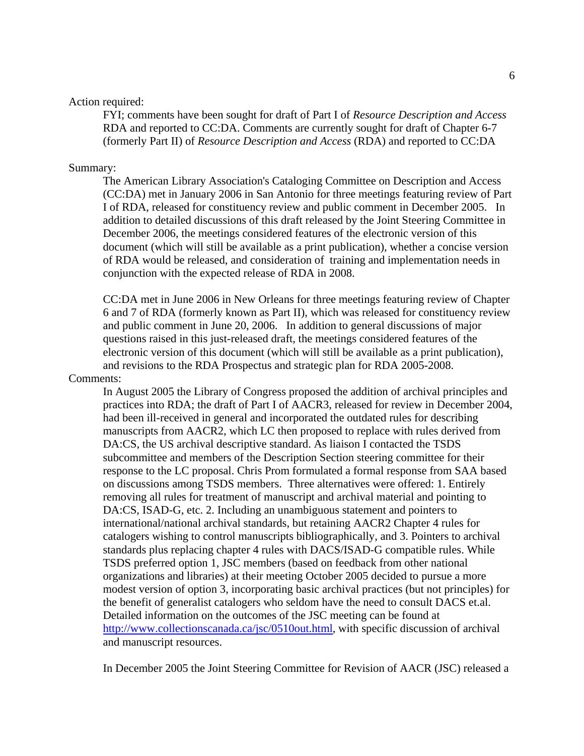Action required:

FYI; comments have been sought for draft of Part I of *Resource Description and Access* RDA and reported to CC:DA. Comments are currently sought for draft of Chapter 6-7 (formerly Part II) of *Resource Description and Access* (RDA) and reported to CC:DA

Summary:

The American Library Association's Cataloging Committee on Description and Access (CC:DA) met in January 2006 in San Antonio for three meetings featuring review of Part I of RDA, released for constituency review and public comment in December 2005. In addition to detailed discussions of this draft released by the Joint Steering Committee in December 2006, the meetings considered features of the electronic version of this document (which will still be available as a print publication), whether a concise version of RDA would be released, and consideration of training and implementation needs in conjunction with the expected release of RDA in 2008.

CC:DA met in June 2006 in New Orleans for three meetings featuring review of Chapter 6 and 7 of RDA (formerly known as Part II), which was released for constituency review and public comment in June 20, 2006. In addition to general discussions of major questions raised in this just-released draft, the meetings considered features of the electronic version of this document (which will still be available as a print publication), and revisions to the RDA Prospectus and strategic plan for RDA 2005-2008.

Comments:

In August 2005 the Library of Congress proposed the addition of archival principles and practices into RDA; the draft of Part I of AACR3, released for review in December 2004, had been ill-received in general and incorporated the outdated rules for describing manuscripts from AACR2, which LC then proposed to replace with rules derived from DA:CS, the US archival descriptive standard. As liaison I contacted the TSDS subcommittee and members of the Description Section steering committee for their response to the LC proposal. Chris Prom formulated a formal response from SAA based on discussions among TSDS members. Three alternatives were offered: 1. Entirely removing all rules for treatment of manuscript and archival material and pointing to DA:CS, ISAD-G, etc. 2. Including an unambiguous statement and pointers to international/national archival standards, but retaining AACR2 Chapter 4 rules for catalogers wishing to control manuscripts bibliographically, and 3. Pointers to archival standards plus replacing chapter 4 rules with DACS/ISAD-G compatible rules. While TSDS preferred option 1, JSC members (based on feedback from other national organizations and libraries) at their meeting October 2005 decided to pursue a more modest version of option 3, incorporating basic archival practices (but not principles) for the benefit of generalist catalogers who seldom have the need to consult DACS et.al. Detailed information on the outcomes of the JSC meeting can be found at http://www.collectionscanada.ca/jsc/0510out.html, with specific discussion of archival and manuscript resources.

In December 2005 the Joint Steering Committee for Revision of AACR (JSC) released a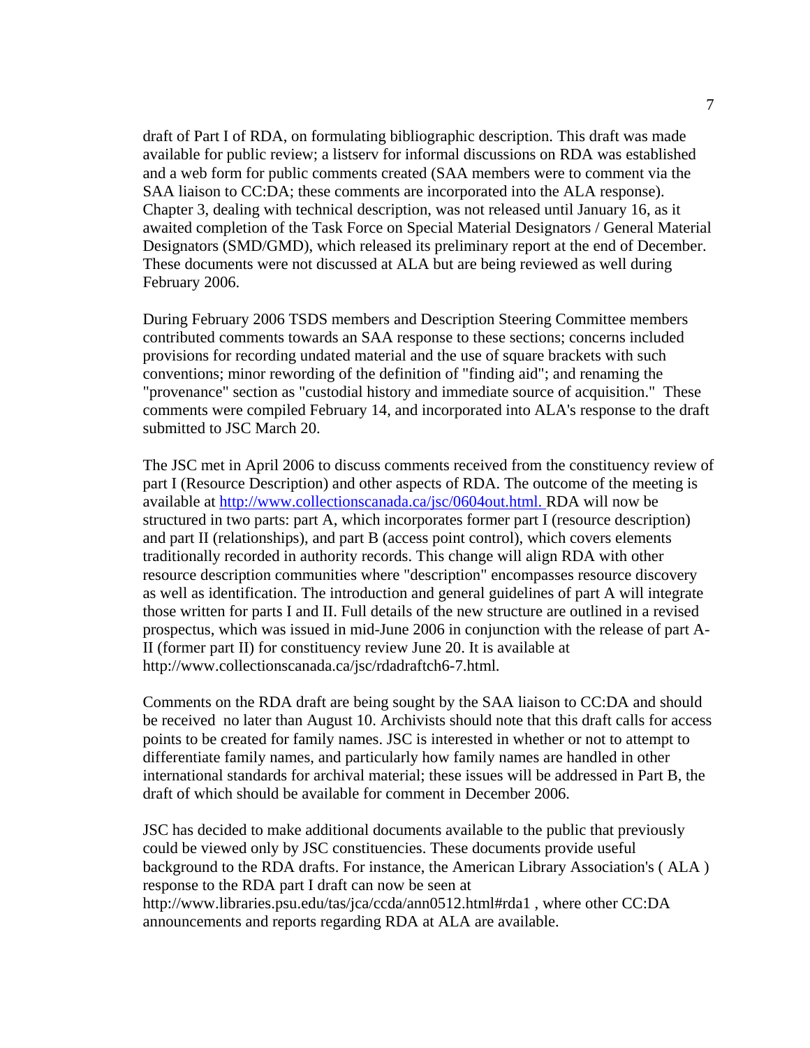draft of Part I of RDA, on formulating bibliographic description. This draft was made available for public review; a listserv for informal discussions on RDA was established and a web form for public comments created (SAA members were to comment via the SAA liaison to CC:DA; these comments are incorporated into the ALA response). Chapter 3, dealing with technical description, was not released until January 16, as it awaited completion of the Task Force on Special Material Designators / General Material Designators (SMD/GMD), which released its preliminary report at the end of December. These documents were not discussed at ALA but are being reviewed as well during February 2006.

During February 2006 TSDS members and Description Steering Committee members contributed comments towards an SAA response to these sections; concerns included provisions for recording undated material and the use of square brackets with such conventions; minor rewording of the definition of "finding aid"; and renaming the "provenance" section as "custodial history and immediate source of acquisition." These comments were compiled February 14, and incorporated into ALA's response to the draft submitted to JSC March 20.

The JSC met in April 2006 to discuss comments received from the constituency review of part I (Resource Description) and other aspects of RDA. The outcome of the meeting is available at [http://www.collectionscanada.ca/jsc/0604out.html.](http://www.collectionscanada.ca/jsc/0604out.html) RDA will now be structured in two parts: part A, which incorporates former part I (resource description) and part II (relationships), and part B (access point control), which covers elements traditionally recorded in authority records. This change will align RDA with other resource description communities where "description" encompasses resource discovery as well as identification. The introduction and general guidelines of part A will integrate those written for parts I and II. Full details of the new structure are outlined in a revised prospectus, which was issued in mid-June 2006 in conjunction with the release of part A-II (former part II) for constituency review June 20. It is available at http://www.collectionscanada.ca/jsc/rdadraftch6-7.html.

Comments on the RDA draft are being sought by the SAA liaison to CC:DA and should be received no later than August 10. Archivists should note that this draft calls for access points to be created for family names. JSC is interested in whether or not to attempt to differentiate family names, and particularly how family names are handled in other international standards for archival material; these issues will be addressed in Part B, the draft of which should be available for comment in December 2006.

JSC has decided to make additional documents available to the public that previously could be viewed only by JSC constituencies. These documents provide useful background to the RDA drafts. For instance, the American Library Association's ( ALA ) response to the RDA part I draft can now be seen at http://www.libraries.psu.edu/tas/jca/ccda/ann0512.html#rda1 , where other CC:DA announcements and reports regarding RDA at ALA are available.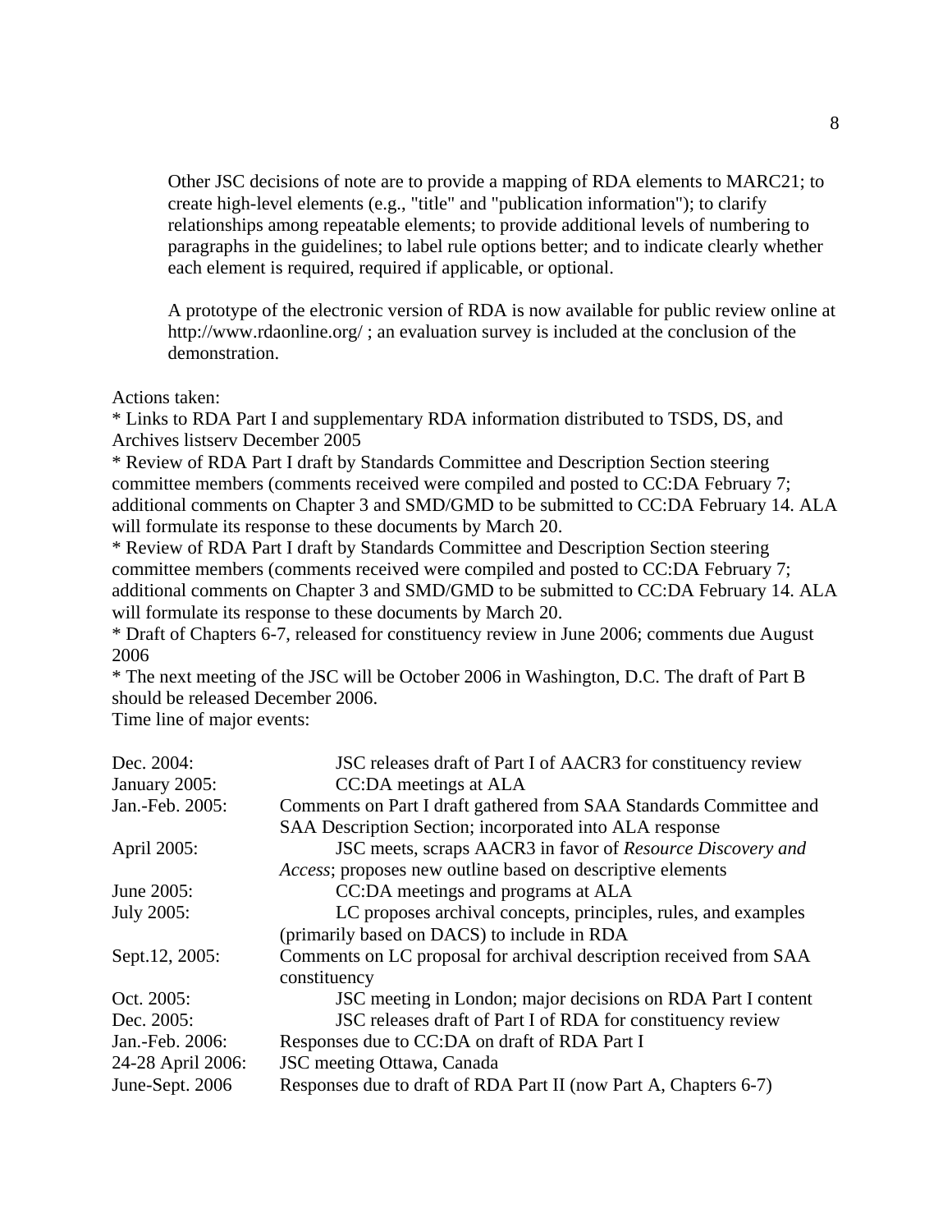> Other JSC decisions of note are to provide a mapping of RDA elements to MARC21; to create high-level elements (e.g., "title" and "publication information"); to clarify relationships among repeatable elements; to provide additional levels of numbering to paragraphs in the guidelines; to label rule options better; and to indicate clearly whether each element is required, required if applicable, or optional.
>
> A prototype of the electronic version of RDA is now available for public review online at http://www.rdaonline.org/ ; an evaluation survey is included at the conclusion of the demonstration.

Actions taken:

* Links to RDA Part I and supplementary RDA information distributed to TSDS, DS, and Archives listserv December 2005
* Review of RDA Part I draft by Standards Committee and Description Section steering committee members (comments received were compiled and posted to CC:DA February 7; additional comments on Chapter 3 and SMD/GMD to be submitted to CC:DA February 14. ALA will formulate its response to these documents by March 20.
* Review of RDA Part I draft by Standards Committee and Description Section steering committee members (comments received were compiled and posted to CC:DA February 7; additional comments on Chapter 3 and SMD/GMD to be submitted to CC:DA February 14. ALA will formulate its response to these documents by March 20.
* Draft of Chapters 6-7, released for constituency review in June 2006; comments due August 2006
* The next meeting of the JSC will be October 2006 in Washington, D.C. The draft of Part B should be released December 2006.

Time line of major events:

| | |
|---|---|
| Dec. 2004: | JSC releases draft of Part I of AACR3 for constituency review |
| January 2005: | CC:DA meetings at ALA |
| Jan.-Feb. 2005: | Comments on Part I draft gathered from SAA Standards Committee and SAA Description Section; incorporated into ALA response |
| April 2005: | JSC meets, scraps AACR3 in favor of *Resource Discovery and Access*; proposes new outline based on descriptive elements |
| June 2005: | CC:DA meetings and programs at ALA |
| July 2005: | LC proposes archival concepts, principles, rules, and examples (primarily based on DACS) to include in RDA |
| Sept.12, 2005: | Comments on LC proposal for archival description received from SAA constituency |
| Oct. 2005: | JSC meeting in London; major decisions on RDA Part I content |
| Dec. 2005: | JSC releases draft of Part I of RDA for constituency review |
| Jan.-Feb. 2006: | Responses due to CC:DA on draft of RDA Part I |
| 24-28 April 2006: | JSC meeting Ottawa, Canada |
| June-Sept. 2006 | Responses due to draft of RDA Part II (now Part A, Chapters 6-7) |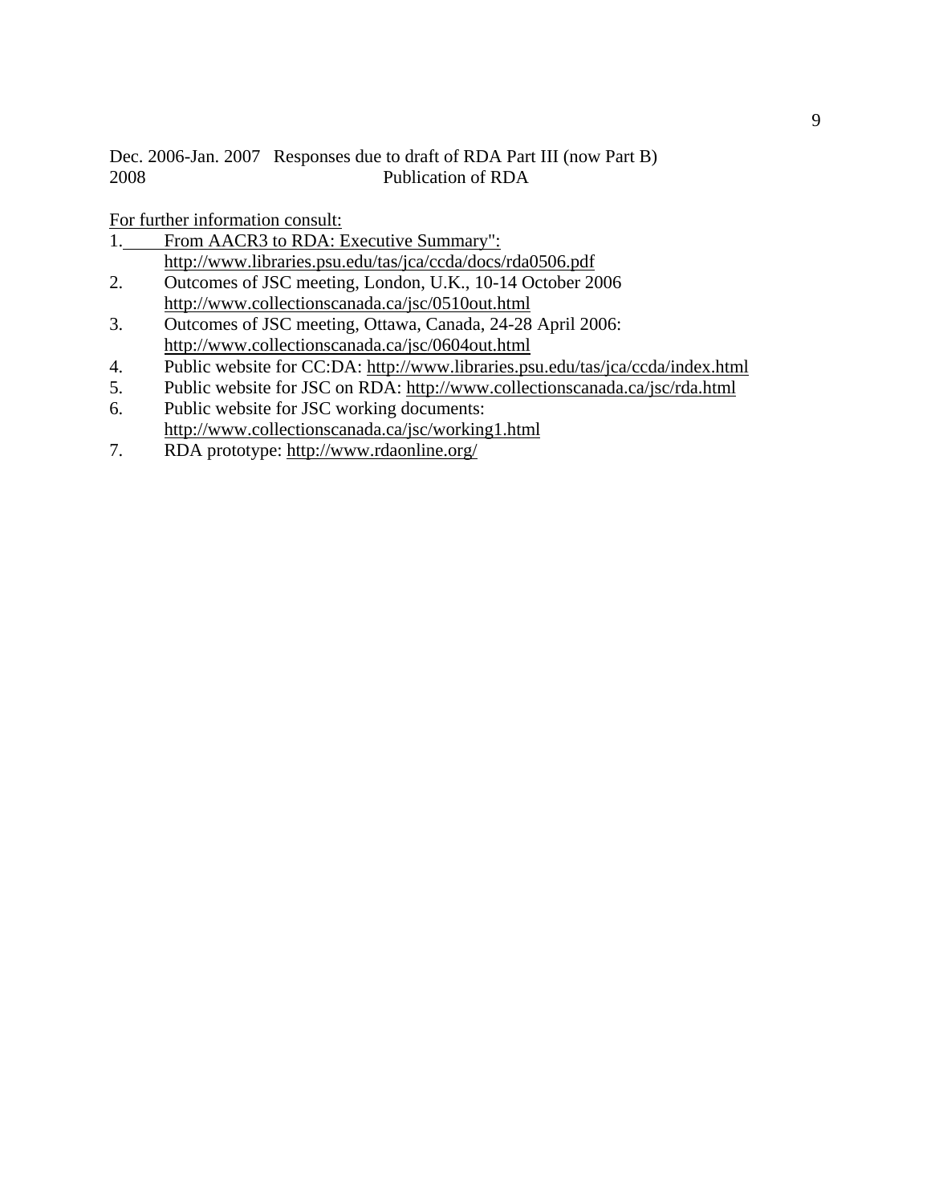| | |
|---|---|
| Dec. 2006-Jan. 2007 | Responses due to draft of RDA Part III (now Part B) |
| 2008 | Publication of RDA |

For further information consult:

1. From AACR3 to RDA: Executive Summary": http://www.libraries.psu.edu/tas/jca/ccda/docs/rda0506.pdf
2. Outcomes of JSC meeting, London, U.K., 10-14 October 2006 http://www.collectionscanada.ca/jsc/0510out.html
3. Outcomes of JSC meeting, Ottawa, Canada, 24-28 April 2006: http://www.collectionscanada.ca/jsc/0604out.html
4. Public website for CC:DA: http://www.libraries.psu.edu/tas/jca/ccda/index.html
5. Public website for JSC on RDA: http://www.collectionscanada.ca/jsc/rda.html
6. Public website for JSC working documents: http://www.collectionscanada.ca/jsc/working1.html
7. RDA prototype: http://www.rdaonline.org/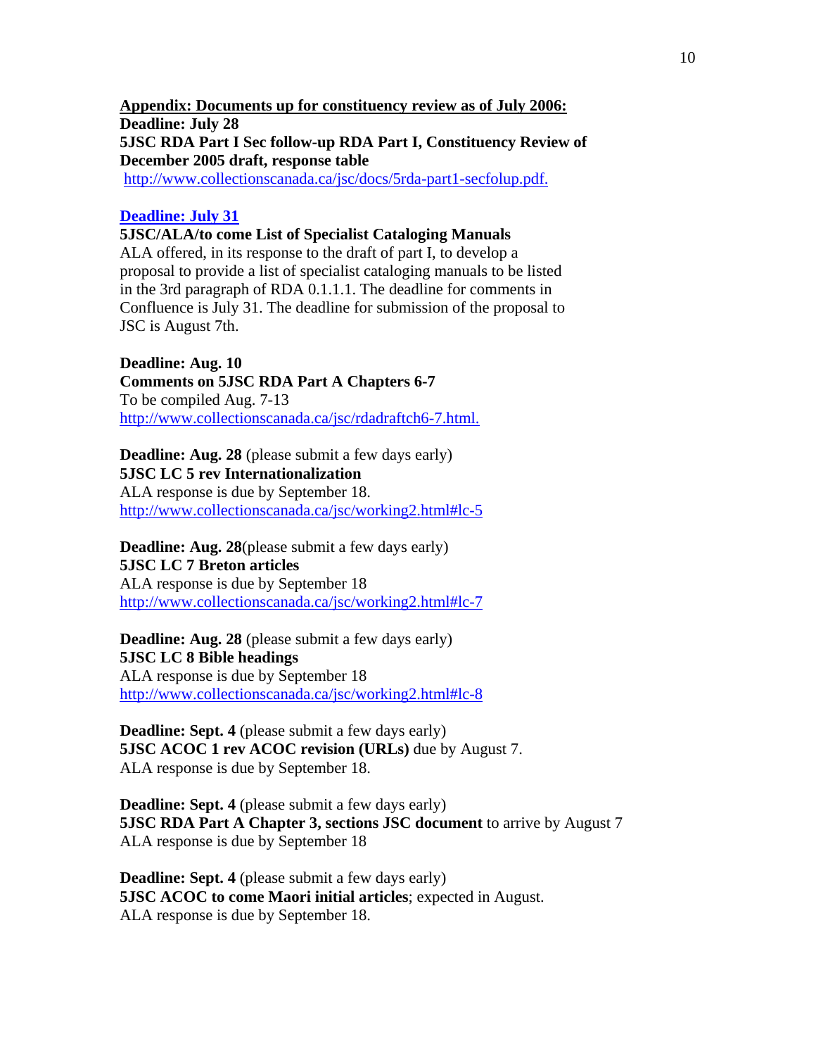**<u>Appendix: Documents up for constituency review as of July 2006:</u>**

**Deadline: July 28**

**5JSC RDA Part I Sec follow-up RDA Part I, Constituency Review of December 2005 draft, response table**

http://www.collectionscanada.ca/jsc/docs/5rda-part1-secfolup.pdf.

**[Deadline: July 31]()**

**5JSC/ALA/to come List of Specialist Cataloging Manuals**

ALA offered, in its response to the draft of part I, to develop a proposal to provide a list of specialist cataloging manuals to be listed in the 3rd paragraph of RDA 0.1.1.1. The deadline for comments in Confluence is July 31. The deadline for submission of the proposal to JSC is August 7th.

**Deadline: Aug. 10**

**Comments on 5JSC RDA Part A Chapters 6-7**

To be compiled Aug. 7-13

http://www.collectionscanada.ca/jsc/rdadraftch6-7.html.

**Deadline: Aug. 28** (please submit a few days early)

**5JSC LC 5 rev Internationalization**

ALA response is due by September 18.

http://www.collectionscanada.ca/jsc/working2.html#lc-5

**Deadline: Aug. 28**(please submit a few days early)

**5JSC LC 7 Breton articles**

ALA response is due by September 18

http://www.collectionscanada.ca/jsc/working2.html#lc-7

**Deadline: Aug. 28** (please submit a few days early)

**5JSC LC 8 Bible headings**

ALA response is due by September 18

http://www.collectionscanada.ca/jsc/working2.html#lc-8

**Deadline: Sept. 4** (please submit a few days early)

**5JSC ACOC 1 rev ACOC revision (URLs)** due by August 7.

ALA response is due by September 18.

**Deadline: Sept. 4** (please submit a few days early)

**5JSC RDA Part A Chapter 3, sections JSC document** to arrive by August 7

ALA response is due by September 18

**Deadline: Sept. 4** (please submit a few days early)

**5JSC ACOC to come Maori initial articles**; expected in August.

ALA response is due by September 18.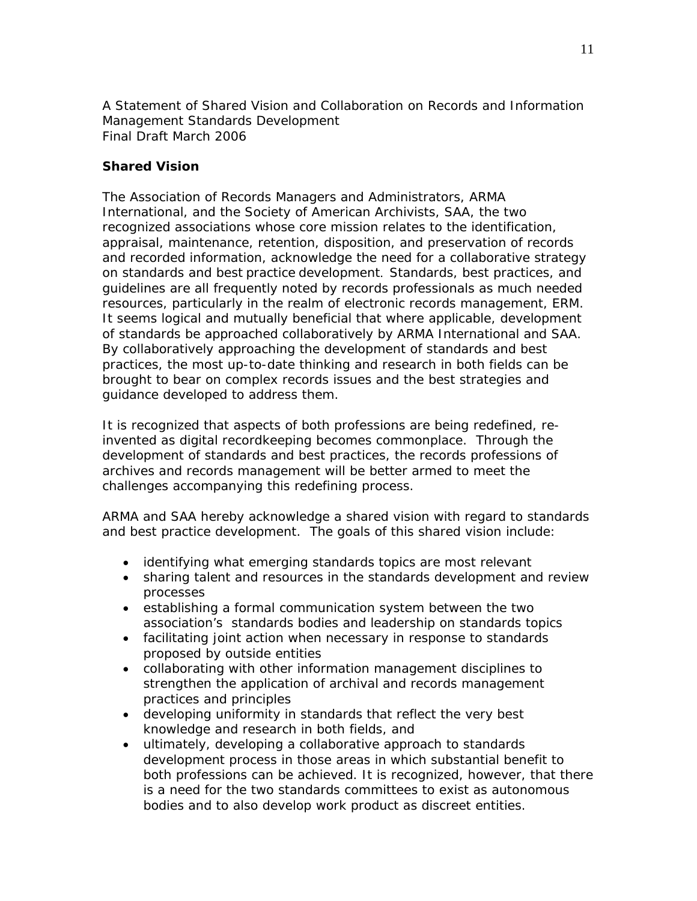A Statement of Shared Vision and Collaboration on Records and Information Management Standards Development
Final Draft March 2006

**Shared Vision**

The Association of Records Managers and Administrators, ARMA International, and the Society of American Archivists, SAA, the two recognized associations whose core mission relates to the identification, appraisal, maintenance, retention, disposition, and preservation of records and recorded information, acknowledge the need for a collaborative strategy on standards and best practice development. Standards, best practices, and guidelines are all frequently noted by records professionals as much needed resources, particularly in the realm of electronic records management, ERM. It seems logical and mutually beneficial that where applicable, development of standards be approached collaboratively by ARMA International and SAA. By collaboratively approaching the development of standards and best practices, the most up-to-date thinking and research in both fields can be brought to bear on complex records issues and the best strategies and guidance developed to address them.

It is recognized that aspects of both professions are being redefined, re-invented as digital recordkeeping becomes commonplace. Through the development of standards and best practices, the records professions of archives and records management will be better armed to meet the challenges accompanying this redefining process.

ARMA and SAA hereby acknowledge a shared vision with regard to standards and best practice development. The goals of this shared vision include:

- identifying what emerging standards topics are most relevant
- sharing talent and resources in the standards development and review processes
- establishing a formal communication system between the two association's standards bodies and leadership on standards topics
- facilitating joint action when necessary in response to standards proposed by outside entities
- collaborating with other information management disciplines to strengthen the application of archival and records management practices and principles
- developing uniformity in standards that reflect the very best knowledge and research in both fields, and
- ultimately, developing a collaborative approach to standards development process in those areas in which substantial benefit to both professions can be achieved. It is recognized, however, that there is a need for the two standards committees to exist as autonomous bodies and to also develop work product as discreet entities.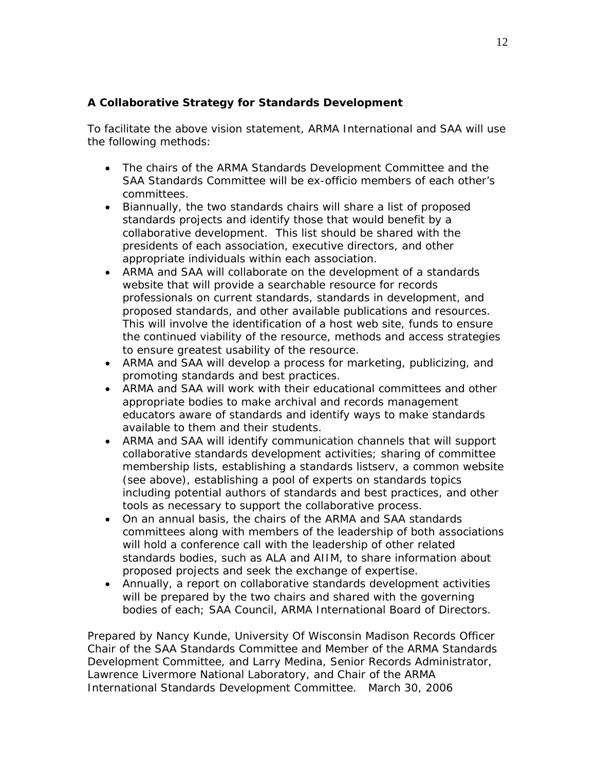**A Collaborative Strategy for Standards Development**

To facilitate the above vision statement, ARMA International and SAA will use the following methods:

- The chairs of the ARMA Standards Development Committee and the SAA Standards Committee will be ex-officio members of each other's committees.
- Biannually, the two standards chairs will share a list of proposed standards projects and identify those that would benefit by a collaborative development. This list should be shared with the presidents of each association, executive directors, and other appropriate individuals within each association.
- ARMA and SAA will collaborate on the development of a standards website that will provide a searchable resource for records professionals on current standards, standards in development, and proposed standards, and other available publications and resources. This will involve the identification of a host web site, funds to ensure the continued viability of the resource, methods and access strategies to ensure greatest usability of the resource.
- ARMA and SAA will develop a process for marketing, publicizing, and promoting standards and best practices.
- ARMA and SAA will work with their educational committees and other appropriate bodies to make archival and records management educators aware of standards and identify ways to make standards available to them and their students.
- ARMA and SAA will identify communication channels that will support collaborative standards development activities; sharing of committee membership lists, establishing a standards listserv, a common website (see above), establishing a pool of experts on standards topics including potential authors of standards and best practices, and other tools as necessary to support the collaborative process.
- On an annual basis, the chairs of the ARMA and SAA standards committees along with members of the leadership of both associations will hold a conference call with the leadership of other related standards bodies, such as ALA and AIIM, to share information about proposed projects and seek the exchange of expertise.
- Annually, a report on collaborative standards development activities will be prepared by the two chairs and shared with the governing bodies of each; SAA Council, ARMA International Board of Directors.

Prepared by Nancy Kunde, University Of Wisconsin Madison Records Officer Chair of the SAA Standards Committee and Member of the ARMA Standards Development Committee, and Larry Medina, Senior Records Administrator, Lawrence Livermore National Laboratory, and Chair of the ARMA International Standards Development Committee. March 30, 2006